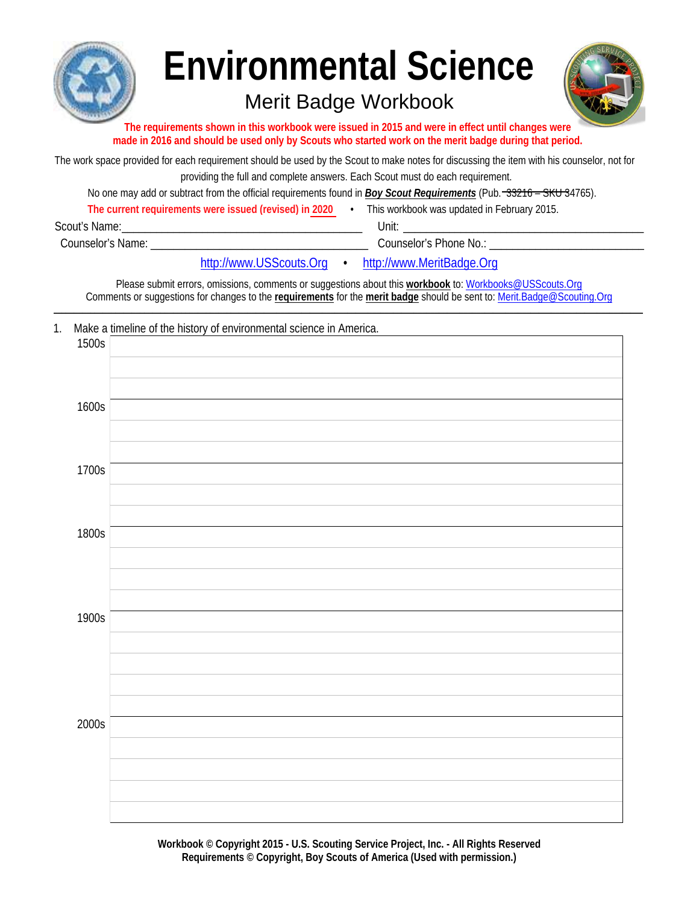# Environmental Science

## Merit Badge Workbook

**The requirements shown in this workbook were issued in 2015 and were in effect until changes were made in 2016 and should be used only by Scouts who started work on the merit badge during that period.**

The work space provided for each requirement should be used by the Scout to make notes for discussing the item with his counselor, not for providing the full and complete answers. Each Scout must do each requirement.

No one may add or subtract from the official requirements found in ***Boy Scout Requirements*** (Pub. ~~33216 – SKU~~ 34765).

**The current requirements were issued (revised) in 2020** • This workbook was updated in February 2015.

Scout's Name:________________________________________ Unit: ________________________________________

Counselor's Name: ____________________________________ Counselor's Phone No.: ___________________________

http://www.USScouts.Org • http://www.MeritBadge.Org

Please submit errors, omissions, comments or suggestions about this **workbook** to: Workbooks@USScouts.Org
Comments or suggestions for changes to the **requirements** for the **merit badge** should be sent to: Merit.Badge@Scouting.Org

---

1. Make a timeline of the history of environmental science in America.

| | |
|---|---|
| 1500s | |
| | |
| | |
| 1600s | |
| | |
| | |
| 1700s | |
| | |
| | |
| 1800s | |
| | |
| | |
| | |
| 1900s | |
| | |
| | |
| | |
| | |
| 2000s | |
| | |
| | |
| | |
| | |

**Workbook © Copyright 2015 - U.S. Scouting Service Project, Inc. - All Rights Reserved**
**Requirements © Copyright, Boy Scouts of America (Used with permission.)**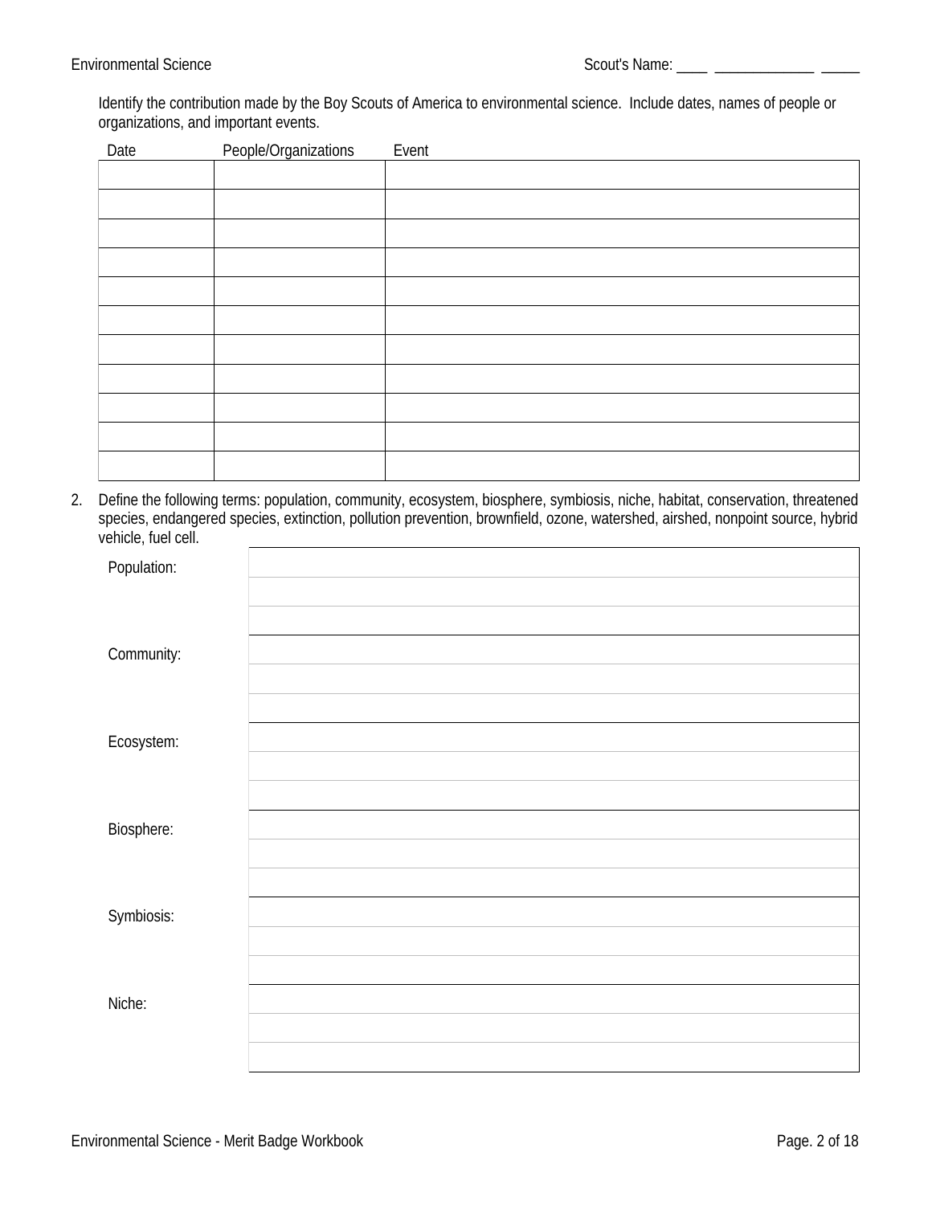Identify the contribution made by the Boy Scouts of America to environmental science. Include dates, names of people or organizations, and important events.

| Date | People/Organizations | Event |
|---|---|---|
| | | |
| | | |
| | | |
| | | |
| | | |
| | | |
| | | |
| | | |
| | | |
| | | |
| | | |

2. Define the following terms: population, community, ecosystem, biosphere, symbiosis, niche, habitat, conservation, threatened species, endangered species, extinction, pollution prevention, brownfield, ozone, watershed, airshed, nonpoint source, hybrid vehicle, fuel cell.

| | |
|---|---|
| Population: | |
| Community: | |
| Ecosystem: | |
| Biosphere: | |
| Symbiosis: | |
| Niche: | |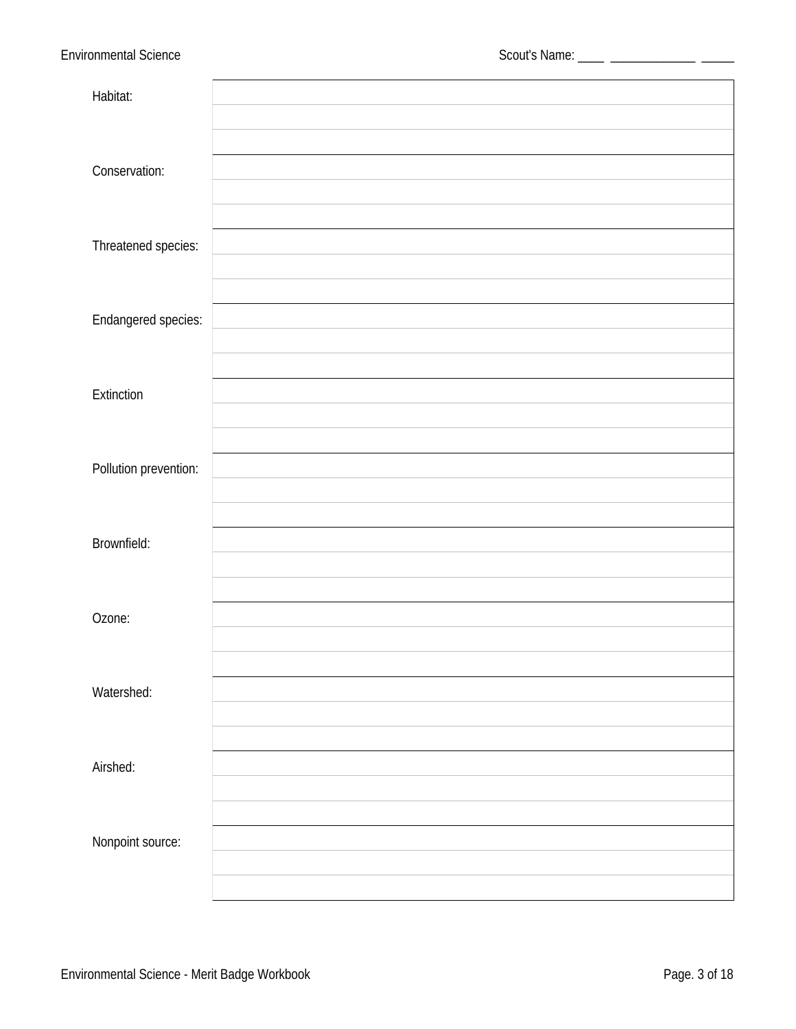| | |
|---|---|
| Habitat: | |
| Conservation: | |
| Threatened species: | |
| Endangered species: | |
| Extinction | |
| Pollution prevention: | |
| Brownfield: | |
| Ozone: | |
| Watershed: | |
| Airshed: | |
| Nonpoint source: | |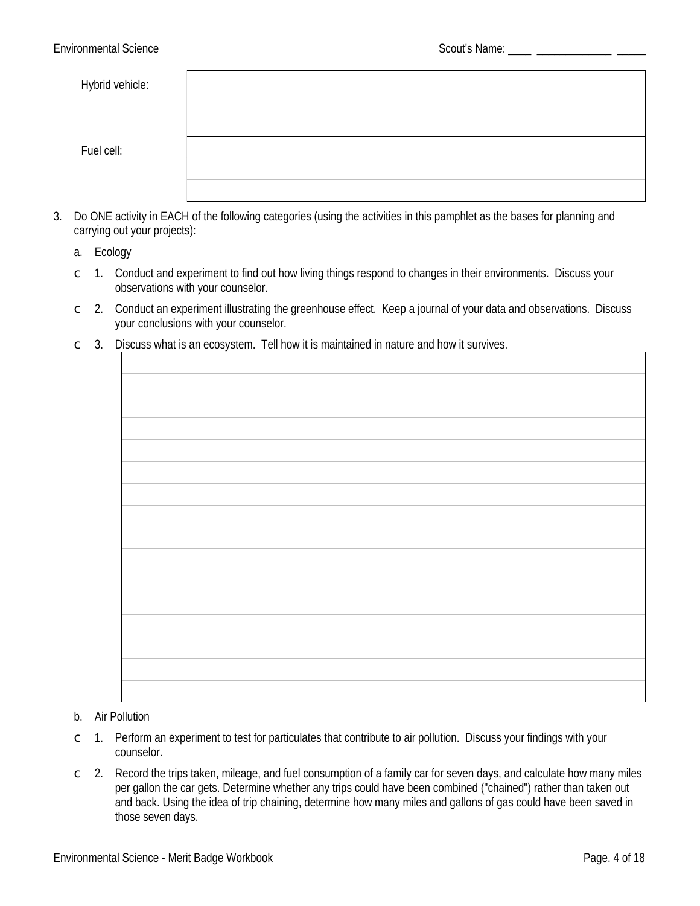Hybrid vehicle:

Fuel cell:

3. Do ONE activity in EACH of the following categories (using the activities in this pamphlet as the bases for planning and carrying out your projects):

   a. Ecology

   - ☐ 1. Conduct and experiment to find out how living things respond to changes in their environments. Discuss your observations with your counselor.
   - ☐ 2. Conduct an experiment illustrating the greenhouse effect. Keep a journal of your data and observations. Discuss your conclusions with your counselor.
   - ☐ 3. Discuss what is an ecosystem. Tell how it is maintained in nature and how it survives.

   b. Air Pollution

   - ☐ 1. Perform an experiment to test for particulates that contribute to air pollution. Discuss your findings with your counselor.
   - ☐ 2. Record the trips taken, mileage, and fuel consumption of a family car for seven days, and calculate how many miles per gallon the car gets. Determine whether any trips could have been combined ("chained") rather than taken out and back. Using the idea of trip chaining, determine how many miles and gallons of gas could have been saved in those seven days.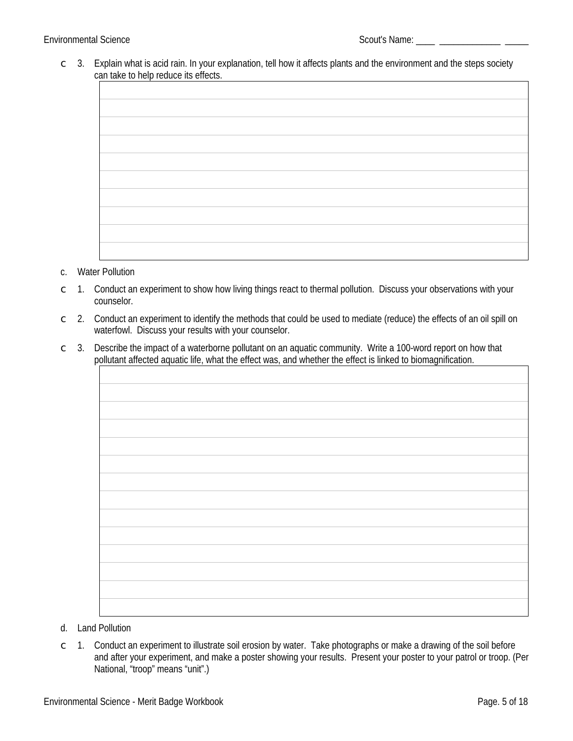- c 3. Explain what is acid rain. In your explanation, tell how it affects plants and the environment and the steps society can take to help reduce its effects.

|  |
| --- |
|  |
|  |
|  |
|  |
|  |
|  |
|  |
|  |
|  |

c. Water Pollution

- c 1. Conduct an experiment to show how living things react to thermal pollution. Discuss your observations with your counselor.
- c 2. Conduct an experiment to identify the methods that could be used to mediate (reduce) the effects of an oil spill on waterfowl. Discuss your results with your counselor.
- c 3. Describe the impact of a waterborne pollutant on an aquatic community. Write a 100-word report on how that pollutant affected aquatic life, what the effect was, and whether the effect is linked to biomagnification.

|  |
| --- |
|  |
|  |
|  |
|  |
|  |
|  |
|  |
|  |
|  |
|  |
|  |
|  |
|  |

d. Land Pollution

- c 1. Conduct an experiment to illustrate soil erosion by water. Take photographs or make a drawing of the soil before and after your experiment, and make a poster showing your results. Present your poster to your patrol or troop. (Per National, "troop" means "unit".)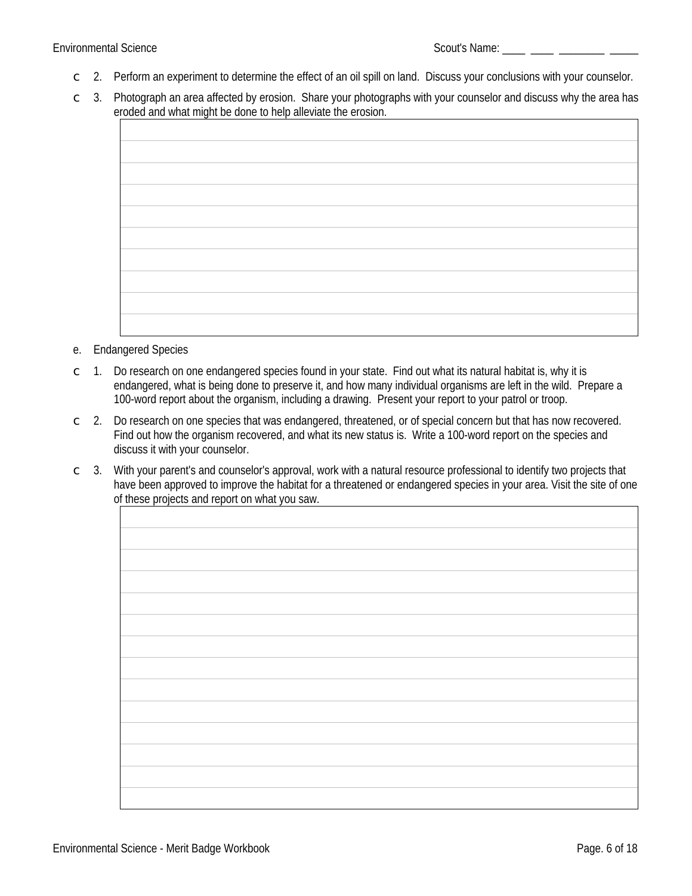- ☐ 2. Perform an experiment to determine the effect of an oil spill on land. Discuss your conclusions with your counselor.
- ☐ 3. Photograph an area affected by erosion. Share your photographs with your counselor and discuss why the area has eroded and what might be done to help alleviate the erosion.

| |
|---|
| |
| |
| |
| |
| |
| |
| |
| |
| |

e. Endangered Species

- ☐ 1. Do research on one endangered species found in your state. Find out what its natural habitat is, why it is endangered, what is being done to preserve it, and how many individual organisms are left in the wild. Prepare a 100-word report about the organism, including a drawing. Present your report to your patrol or troop.
- ☐ 2. Do research on one species that was endangered, threatened, or of special concern but that has now recovered. Find out how the organism recovered, and what its new status is. Write a 100-word report on the species and discuss it with your counselor.
- ☐ 3. With your parent's and counselor's approval, work with a natural resource professional to identify two projects that have been approved to improve the habitat for a threatened or endangered species in your area. Visit the site of one of these projects and report on what you saw.

| |
|---|
| |
| |
| |
| |
| |
| |
| |
| |
| |
| |
| |
| |
| |
| |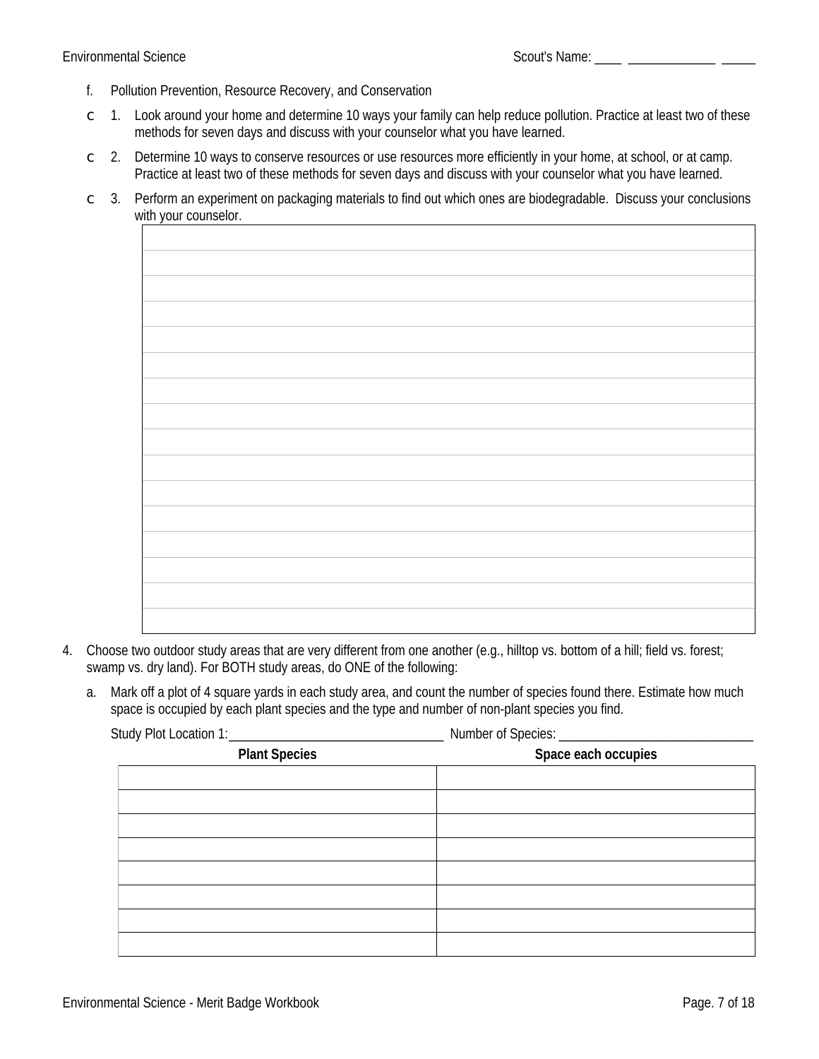f. Pollution Prevention, Resource Recovery, and Conservation

c 1. Look around your home and determine 10 ways your family can help reduce pollution. Practice at least two of these methods for seven days and discuss with your counselor what you have learned.

c 2. Determine 10 ways to conserve resources or use resources more efficiently in your home, at school, or at camp. Practice at least two of these methods for seven days and discuss with your counselor what you have learned.

c 3. Perform an experiment on packaging materials to find out which ones are biodegradable. Discuss your conclusions with your counselor.

| |
|---|
| |
| |
| |
| |
| |
| |
| |
| |
| |
| |
| |
| |
| |
| |
| |

4. Choose two outdoor study areas that are very different from one another (e.g., hilltop vs. bottom of a hill; field vs. forest; swamp vs. dry land). For BOTH study areas, do ONE of the following:

   a. Mark off a plot of 4 square yards in each study area, and count the number of species found there. Estimate how much space is occupied by each plant species and the type and number of non-plant species you find.

   Study Plot Location 1:________________________________ Number of Species: ____________________________

| Plant Species | Space each occupies |
|---|---|
| | |
| | |
| | |
| | |
| | |
| | |
| | |
| | |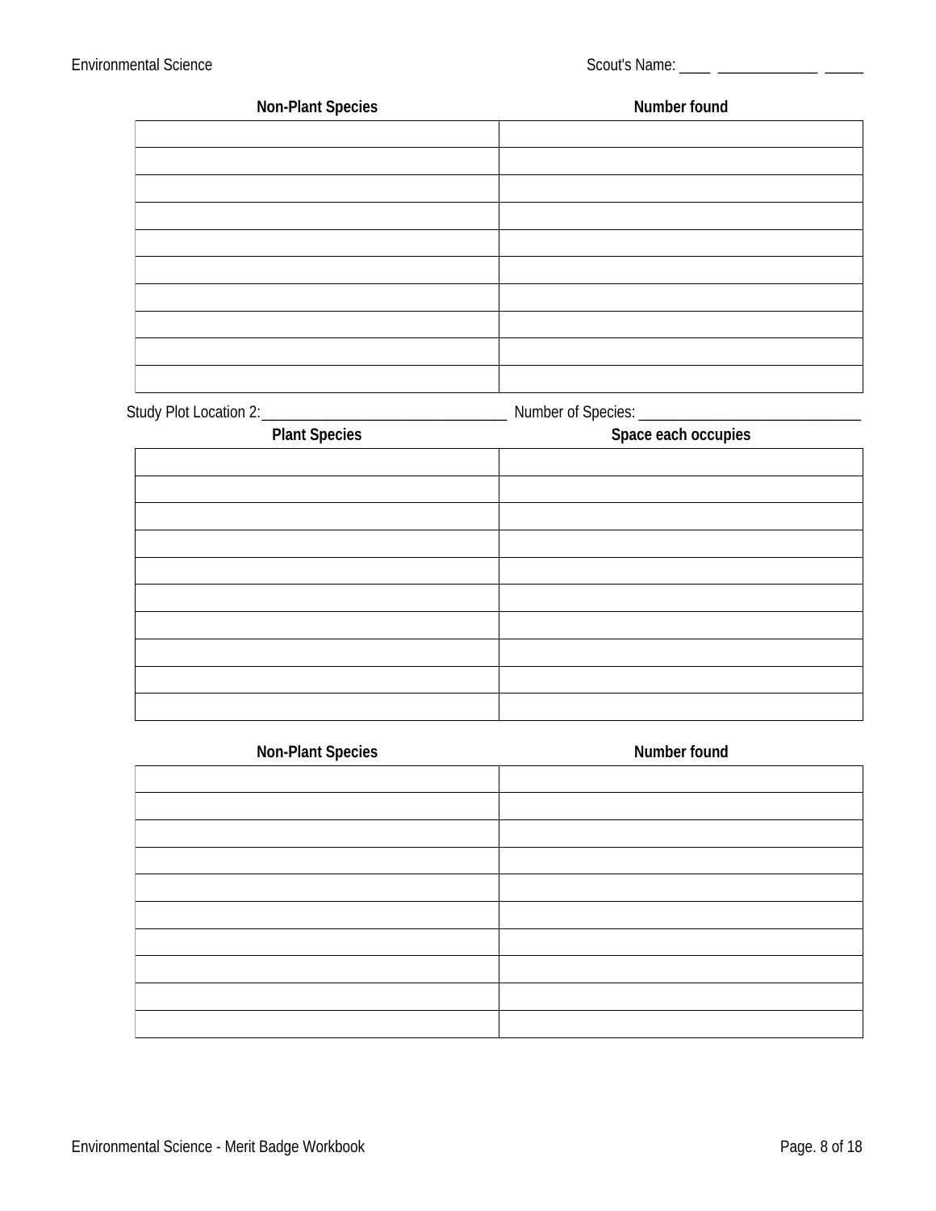| Non-Plant Species | Number found |
| --- | --- |
| | |
| | |
| | |
| | |
| | |
| | |
| | |
| | |
| | |
| | |

Study Plot Location 2:________________________________ Number of Species: _____________________________

| Plant Species | Space each occupies |
| --- | --- |
| | |
| | |
| | |
| | |
| | |
| | |
| | |
| | |
| | |
| | |

| Non-Plant Species | Number found |
| --- | --- |
| | |
| | |
| | |
| | |
| | |
| | |
| | |
| | |
| | |
| | |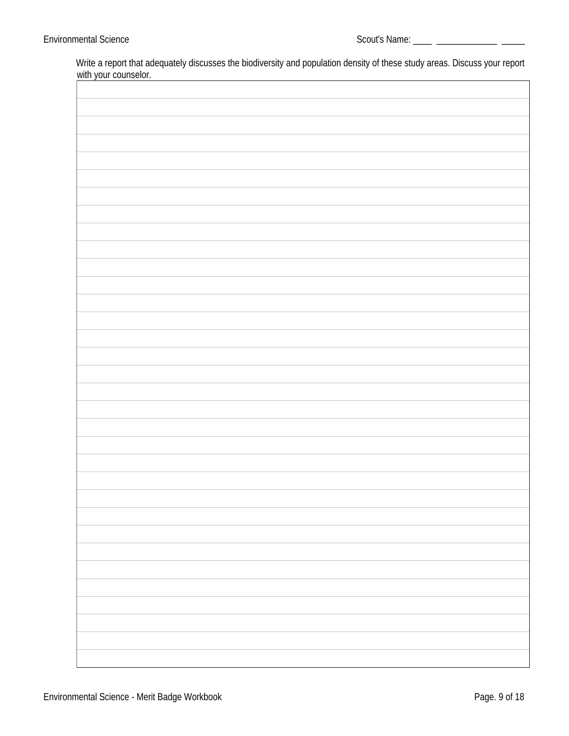Write a report that adequately discusses the biodiversity and population density of these study areas. Discuss your report with your counselor.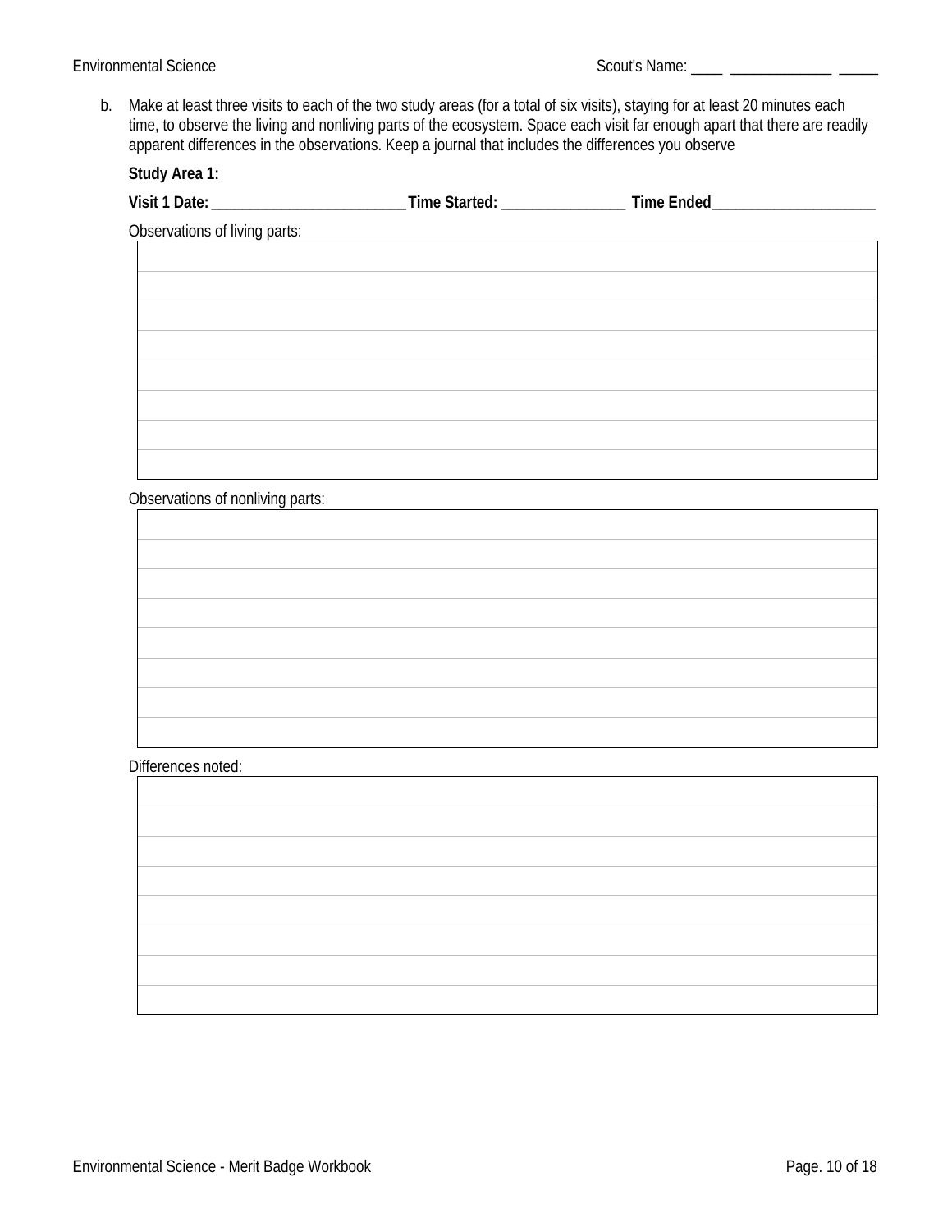b. Make at least three visits to each of the two study areas (for a total of six visits), staying for at least 20 minutes each time, to observe the living and nonliving parts of the ecosystem. Space each visit far enough apart that there are readily apparent differences in the observations. Keep a journal that includes the differences you observe

**Study Area 1:**

**Visit 1 Date:** ________________________ **Time Started:** ________________ **Time Ended**______________________

Observations of living parts:

| |
|---|
| |
| |
| |
| |
| |
| |
| |
| |

Observations of nonliving parts:

| |
|---|
| |
| |
| |
| |
| |
| |
| |
| |

Differences noted:

| |
|---|
| |
| |
| |
| |
| |
| |
| |
| |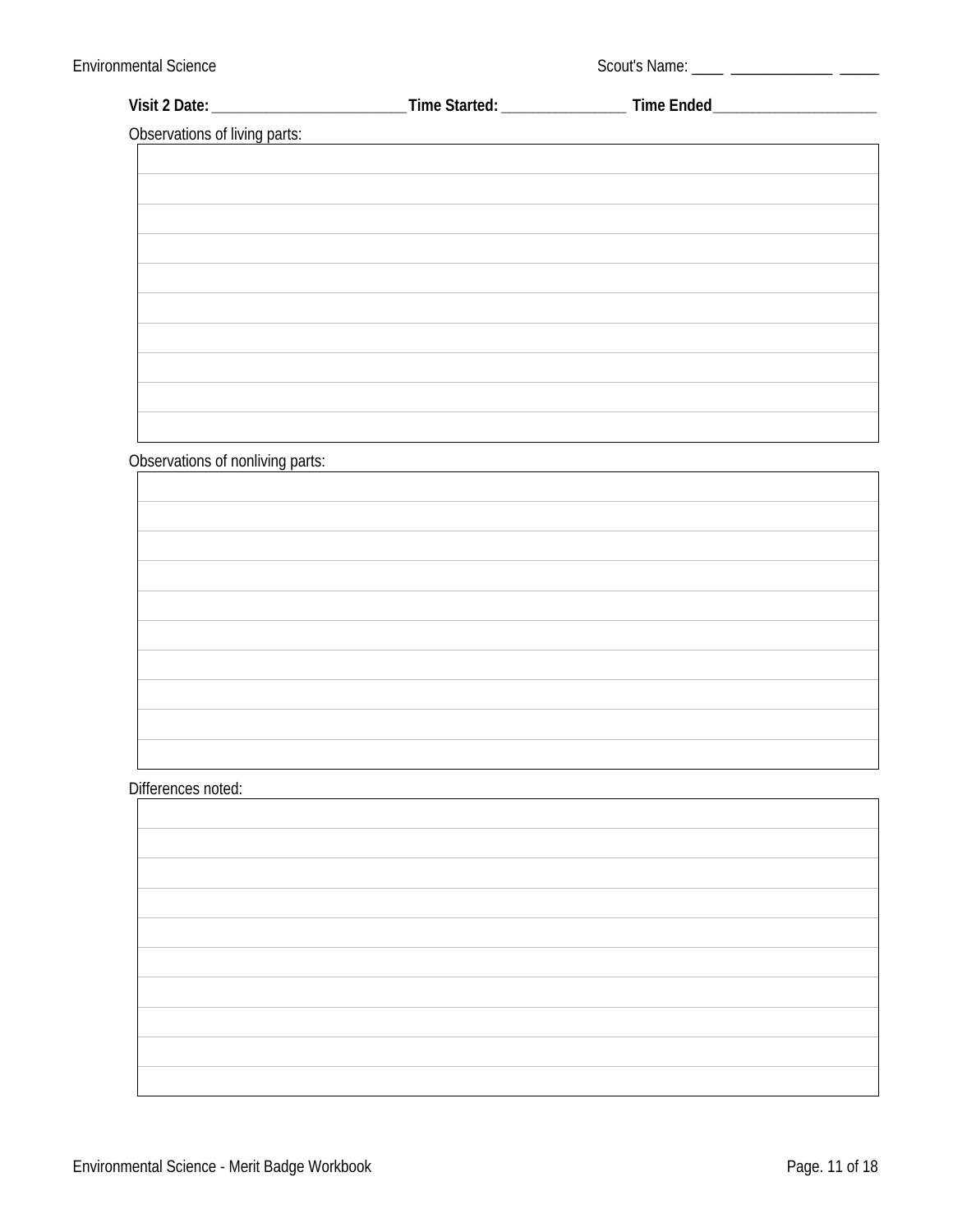**Visit 2 Date:** ________________________ **Time Started:** ________________ **Time Ended** _____________________

Observations of living parts:

| |
|---|
| |
| |
| |
| |
| |
| |
| |
| |
| |

Observations of nonliving parts:

| |
|---|
| |
| |
| |
| |
| |
| |
| |
| |
| |

Differences noted:

| |
|---|
| |
| |
| |
| |
| |
| |
| |
| |
| |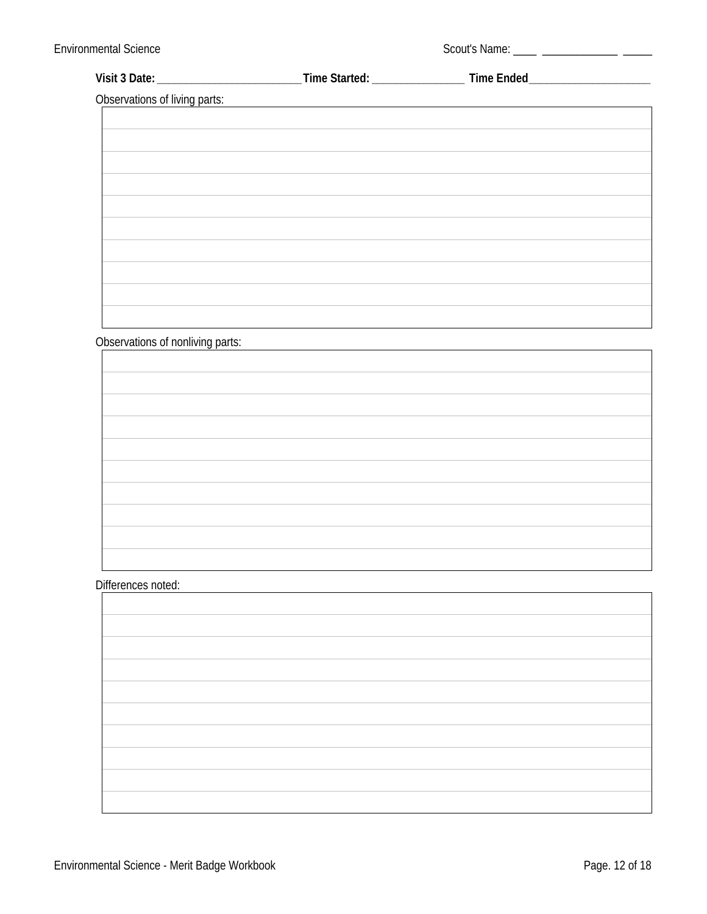Scout's Name: ____ ____________ _____

**Visit 3 Date: ________________________ Time Started: _______________ Time Ended____________________**

Observations of living parts:

| |
|---|
| |
| |
| |
| |
| |
| |
| |
| |
| |

Observations of nonliving parts:

| |
|---|
| |
| |
| |
| |
| |
| |
| |
| |
| |

Differences noted:

| |
|---|
| |
| |
| |
| |
| |
| |
| |
| |
| |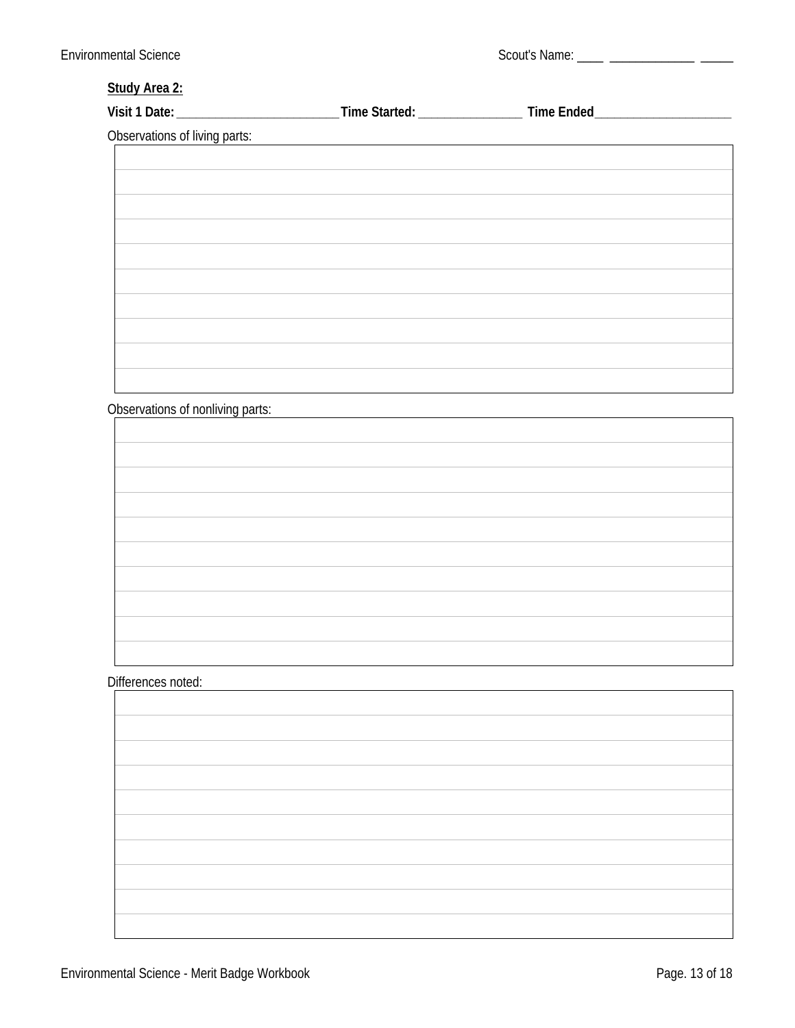**Study Area 2:**

**Visit 1 Date:** ________________________ **Time Started:** _______________ **Time Ended** ____________________

Observations of living parts:

|  |
|---|
|  |
|  |
|  |
|  |
|  |
|  |
|  |
|  |
|  |
|  |

Observations of nonliving parts:

|  |
|---|
|  |
|  |
|  |
|  |
|  |
|  |
|  |
|  |
|  |
|  |

Differences noted:

|  |
|---|
|  |
|  |
|  |
|  |
|  |
|  |
|  |
|  |
|  |
|  |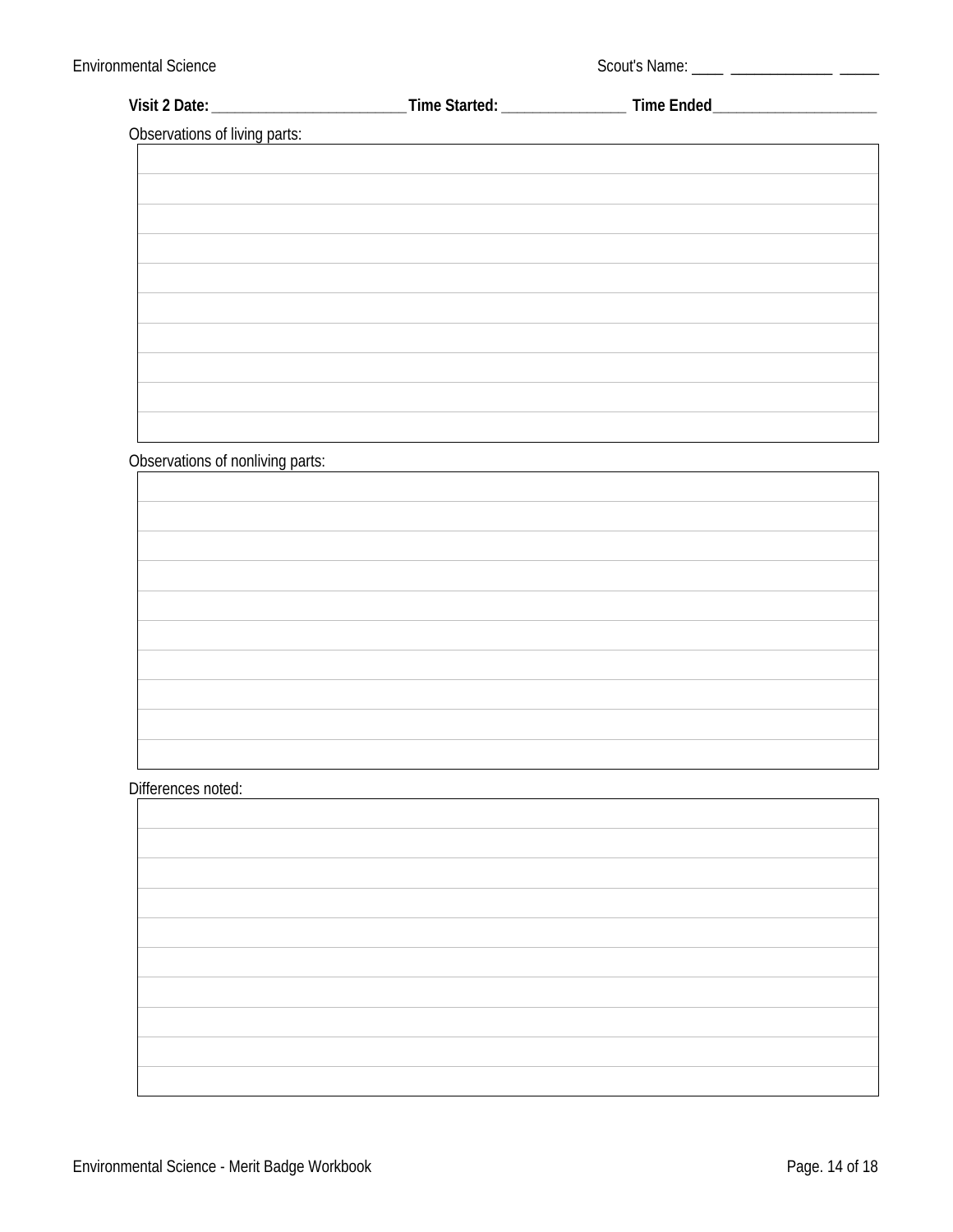**Visit 2 Date:** _________________________ **Time Started:** ________________ **Time Ended**_____________________

Observations of living parts:

| |
|---|
| |
| |
| |
| |
| |
| |
| |
| |
| |
| |

Observations of nonliving parts:

| |
|---|
| |
| |
| |
| |
| |
| |
| |
| |
| |
| |

Differences noted:

| |
|---|
| |
| |
| |
| |
| |
| |
| |
| |
| |
| |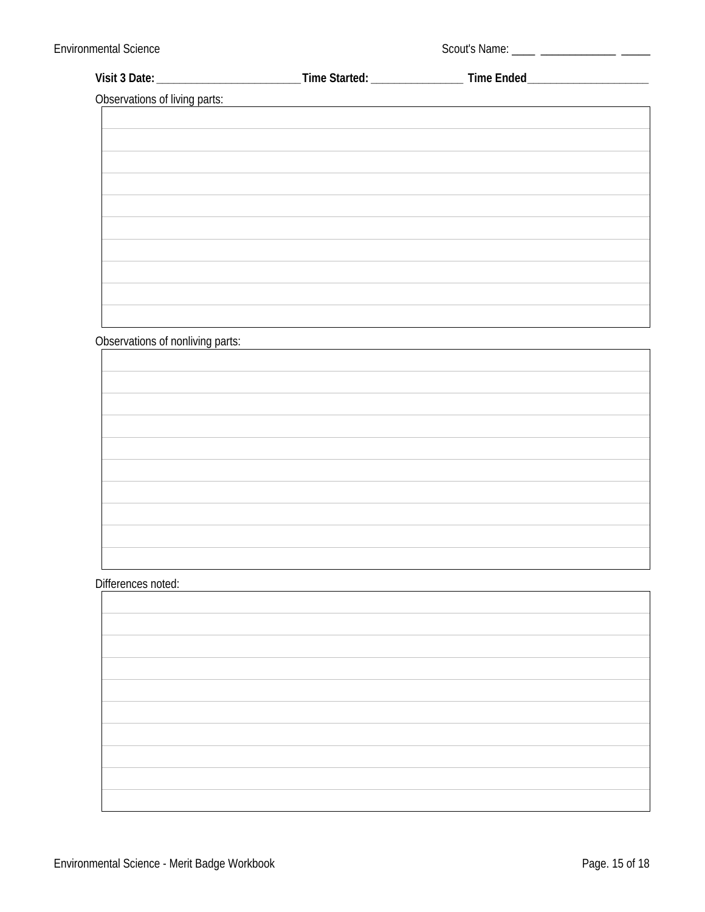**Visit 3 Date:** ________________________ **Time Started:** ________________ **Time Ended** ____________________

Observations of living parts:

| |
|---|
| |
| |
| |
| |
| |
| |
| |
| |
| |

Observations of nonliving parts:

| |
|---|
| |
| |
| |
| |
| |
| |
| |
| |
| |

Differences noted:

| |
|---|
| |
| |
| |
| |
| |
| |
| |
| |
| |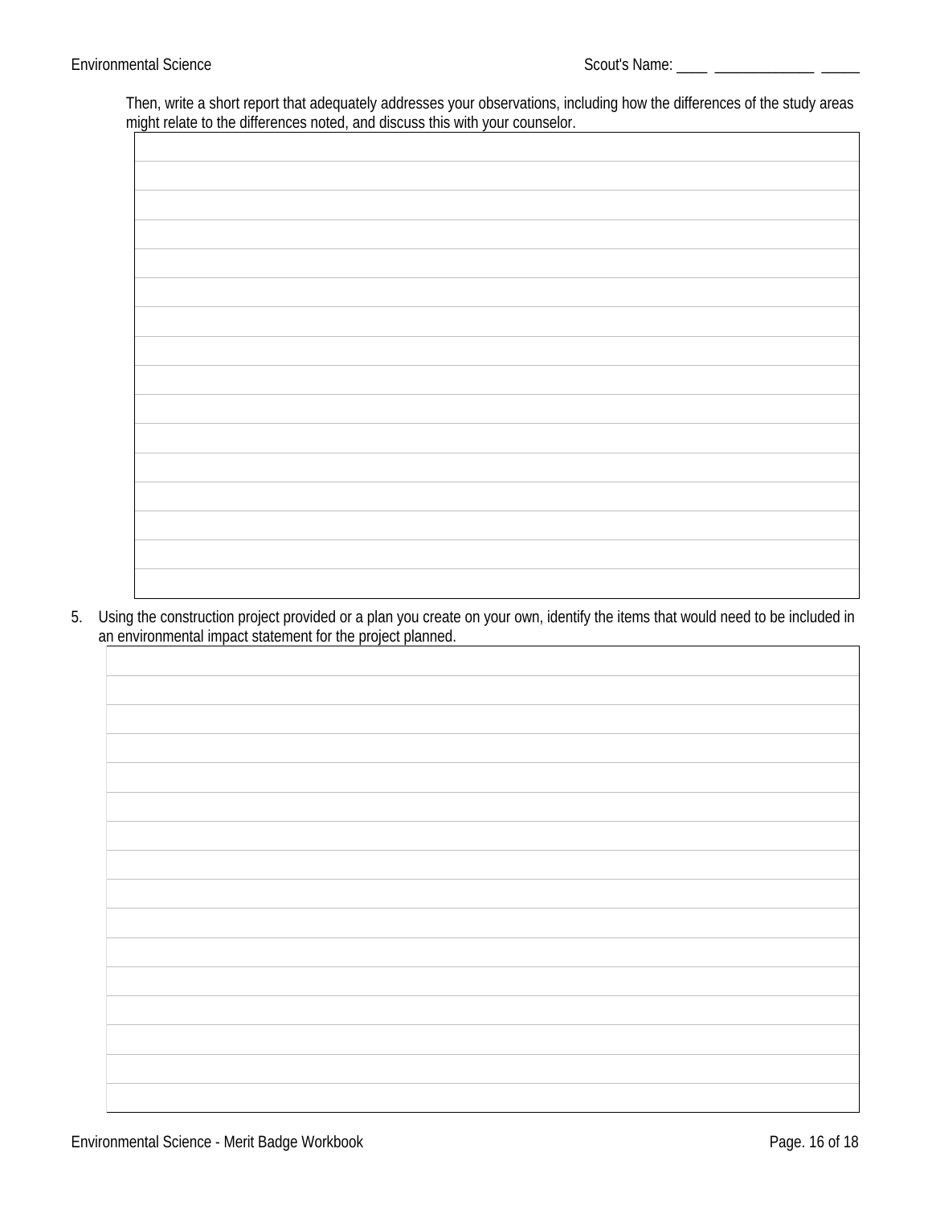Then, write a short report that adequately addresses your observations, including how the differences of the study areas might relate to the differences noted, and discuss this with your counselor.

5. Using the construction project provided or a plan you create on your own, identify the items that would need to be included in an environmental impact statement for the project planned.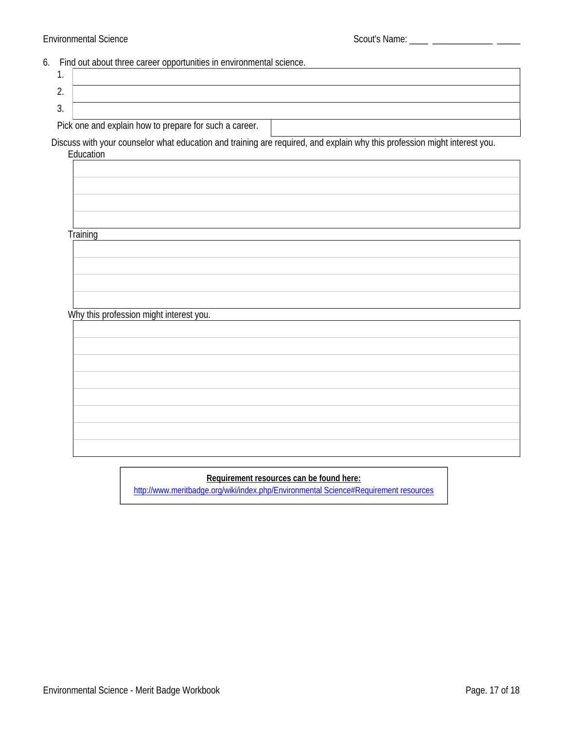6. Find out about three career opportunities in environmental science.

| | |
|---|---|
| 1. | |
| 2. | |
| 3. | |

Pick one and explain how to prepare for such a career.

Discuss with your counselor what education and training are required, and explain why this profession might interest you.

Education

| |
|---|
| |
| |
| |
| |

Training

| |
|---|
| |
| |
| |
| |

Why this profession might interest you.

| |
|---|
| |
| |
| |
| |
| |
| |
| |
| |

**Requirement resources can be found here:**

http://www.meritbadge.org/wiki/index.php/Environmental Science#Requirement resources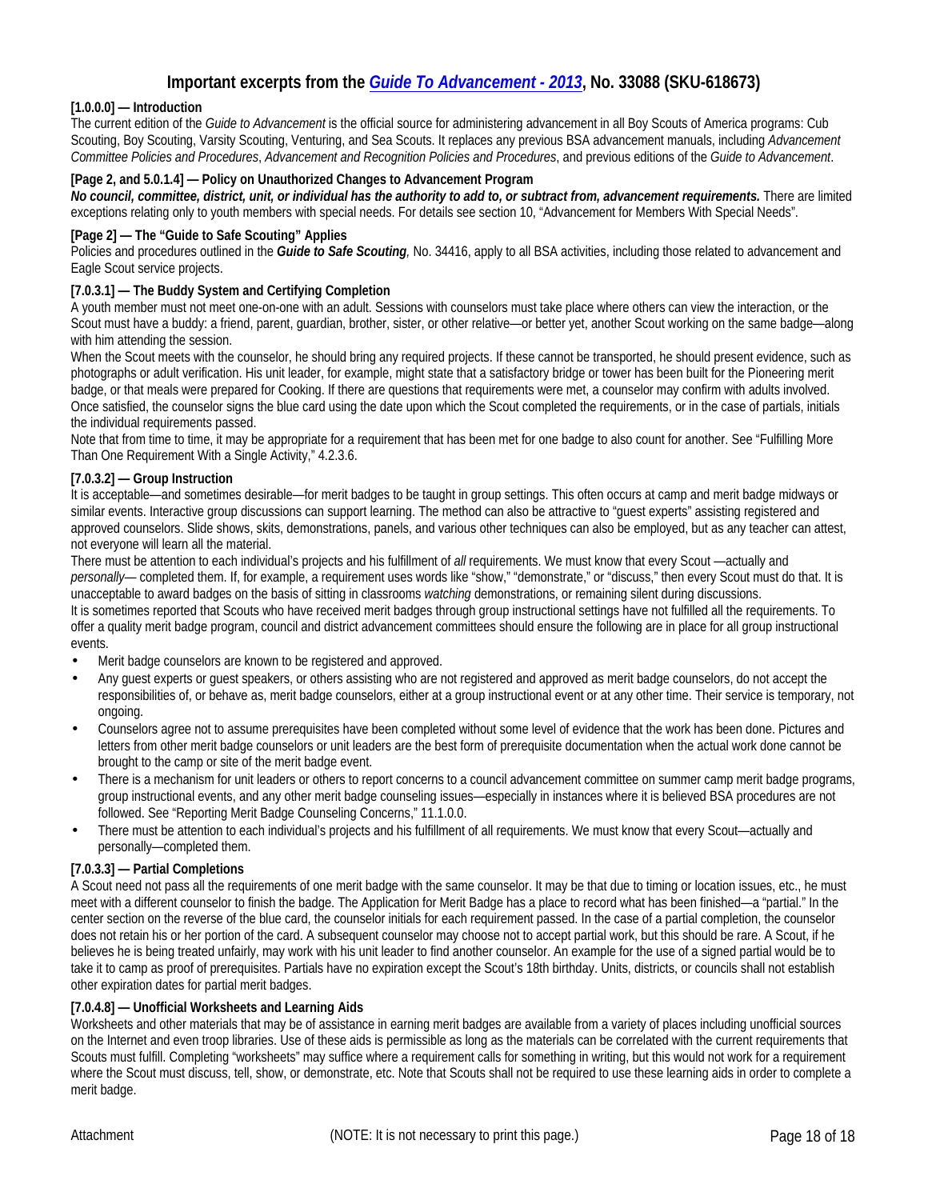# Important excerpts from the *Guide To Advancement - 2013*, No. 33088 (SKU-618673)

**[1.0.0.0] — Introduction**

The current edition of the *Guide to Advancement* is the official source for administering advancement in all Boy Scouts of America programs: Cub Scouting, Boy Scouting, Varsity Scouting, Venturing, and Sea Scouts. It replaces any previous BSA advancement manuals, including *Advancement Committee Policies and Procedures*, *Advancement and Recognition Policies and Procedures*, and previous editions of the *Guide to Advancement*.

**[Page 2, and 5.0.1.4] — Policy on Unauthorized Changes to Advancement Program**

***No council, committee, district, unit, or individual has the authority to add to, or subtract from, advancement requirements.*** There are limited exceptions relating only to youth members with special needs. For details see section 10, "Advancement for Members With Special Needs".

**[Page 2] — The "Guide to Safe Scouting" Applies**

Policies and procedures outlined in the ***Guide to Safe Scouting***, No. 34416, apply to all BSA activities, including those related to advancement and Eagle Scout service projects.

**[7.0.3.1] — The Buddy System and Certifying Completion**

A youth member must not meet one-on-one with an adult. Sessions with counselors must take place where others can view the interaction, or the Scout must have a buddy: a friend, parent, guardian, brother, sister, or other relative—or better yet, another Scout working on the same badge—along with him attending the session.

When the Scout meets with the counselor, he should bring any required projects. If these cannot be transported, he should present evidence, such as photographs or adult verification. His unit leader, for example, might state that a satisfactory bridge or tower has been built for the Pioneering merit badge, or that meals were prepared for Cooking. If there are questions that requirements were met, a counselor may confirm with adults involved. Once satisfied, the counselor signs the blue card using the date upon which the Scout completed the requirements, or in the case of partials, initials the individual requirements passed.

Note that from time to time, it may be appropriate for a requirement that has been met for one badge to also count for another. See "Fulfilling More Than One Requirement With a Single Activity," 4.2.3.6.

**[7.0.3.2] — Group Instruction**

It is acceptable—and sometimes desirable—for merit badges to be taught in group settings. This often occurs at camp and merit badge midways or similar events. Interactive group discussions can support learning. The method can also be attractive to "guest experts" assisting registered and approved counselors. Slide shows, skits, demonstrations, panels, and various other techniques can also be employed, but as any teacher can attest, not everyone will learn all the material.

There must be attention to each individual's projects and his fulfillment of *all* requirements. We must know that every Scout —actually and *personally*— completed them. If, for example, a requirement uses words like "show," "demonstrate," or "discuss," then every Scout must do that. It is unacceptable to award badges on the basis of sitting in classrooms *watching* demonstrations, or remaining silent during discussions.

It is sometimes reported that Scouts who have received merit badges through group instructional settings have not fulfilled all the requirements. To offer a quality merit badge program, council and district advancement committees should ensure the following are in place for all group instructional events.

- Merit badge counselors are known to be registered and approved.
- Any guest experts or guest speakers, or others assisting who are not registered and approved as merit badge counselors, do not accept the responsibilities of, or behave as, merit badge counselors, either at a group instructional event or at any other time. Their service is temporary, not ongoing.
- Counselors agree not to assume prerequisites have been completed without some level of evidence that the work has been done. Pictures and letters from other merit badge counselors or unit leaders are the best form of prerequisite documentation when the actual work done cannot be brought to the camp or site of the merit badge event.
- There is a mechanism for unit leaders or others to report concerns to a council advancement committee on summer camp merit badge programs, group instructional events, and any other merit badge counseling issues—especially in instances where it is believed BSA procedures are not followed. See "Reporting Merit Badge Counseling Concerns," 11.1.0.0.
- There must be attention to each individual's projects and his fulfillment of all requirements. We must know that every Scout—actually and personally—completed them.

**[7.0.3.3] — Partial Completions**

A Scout need not pass all the requirements of one merit badge with the same counselor. It may be that due to timing or location issues, etc., he must meet with a different counselor to finish the badge. The Application for Merit Badge has a place to record what has been finished—a "partial." In the center section on the reverse of the blue card, the counselor initials for each requirement passed. In the case of a partial completion, the counselor does not retain his or her portion of the card. A subsequent counselor may choose not to accept partial work, but this should be rare. A Scout, if he believes he is being treated unfairly, may work with his unit leader to find another counselor. An example for the use of a signed partial would be to take it to camp as proof of prerequisites. Partials have no expiration except the Scout's 18th birthday. Units, districts, or councils shall not establish other expiration dates for partial merit badges.

**[7.0.4.8] — Unofficial Worksheets and Learning Aids**

Worksheets and other materials that may be of assistance in earning merit badges are available from a variety of places including unofficial sources on the Internet and even troop libraries. Use of these aids is permissible as long as the materials can be correlated with the current requirements that Scouts must fulfill. Completing "worksheets" may suffice where a requirement calls for something in writing, but this would not work for a requirement where the Scout must discuss, tell, show, or demonstrate, etc. Note that Scouts shall not be required to use these learning aids in order to complete a merit badge.

Attachment (NOTE: It is not necessary to print this page.)